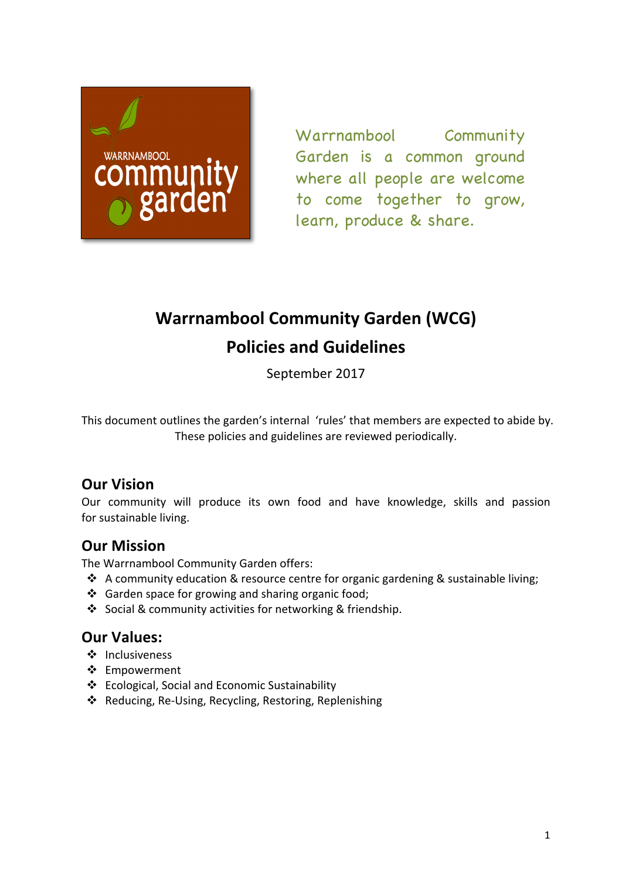Warrnambool Community Garden is a common ground where all people are welcome to come together to grow, learn, produce & share.

# Warrnambool Community Garden (WCG)

# Policies and Guidelines

September 2017

This document outlines the garden's internal 'rules' that members are expected to abide by. These policies and guidelines are reviewed periodically.

## Our Vision

Our community will produce its own food and have knowledge, skills and passion for sustainable living.

## Our Mission

The Warrnambool Community Garden offers:

- A community education & resource centre for organic gardening & sustainable living;
- Garden space for growing and sharing organic food;
- Social & community activities for networking & friendship.

## Our Values:

- Inclusiveness
- Empowerment
- Ecological, Social and Economic Sustainability
- Reducing, Re-Using, Recycling, Restoring, Replenishing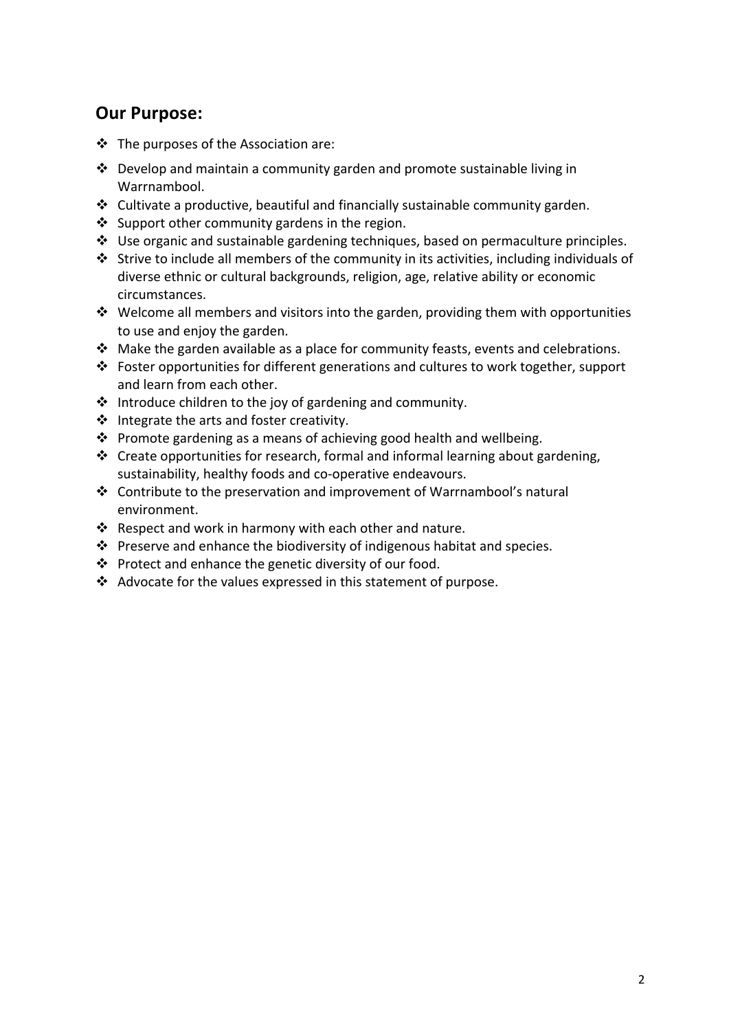## Our Purpose:

- The purposes of the Association are:
- Develop and maintain a community garden and promote sustainable living in Warrnambool.
- Cultivate a productive, beautiful and financially sustainable community garden.
- Support other community gardens in the region.
- Use organic and sustainable gardening techniques, based on permaculture principles.
- Strive to include all members of the community in its activities, including individuals of diverse ethnic or cultural backgrounds, religion, age, relative ability or economic circumstances.
- Welcome all members and visitors into the garden, providing them with opportunities to use and enjoy the garden.
- Make the garden available as a place for community feasts, events and celebrations.
- Foster opportunities for different generations and cultures to work together, support and learn from each other.
- Introduce children to the joy of gardening and community.
- Integrate the arts and foster creativity.
- Promote gardening as a means of achieving good health and wellbeing.
- Create opportunities for research, formal and informal learning about gardening, sustainability, healthy foods and co-operative endeavours.
- Contribute to the preservation and improvement of Warrnambool's natural environment.
- Respect and work in harmony with each other and nature.
- Preserve and enhance the biodiversity of indigenous habitat and species.
- Protect and enhance the genetic diversity of our food.
- Advocate for the values expressed in this statement of purpose.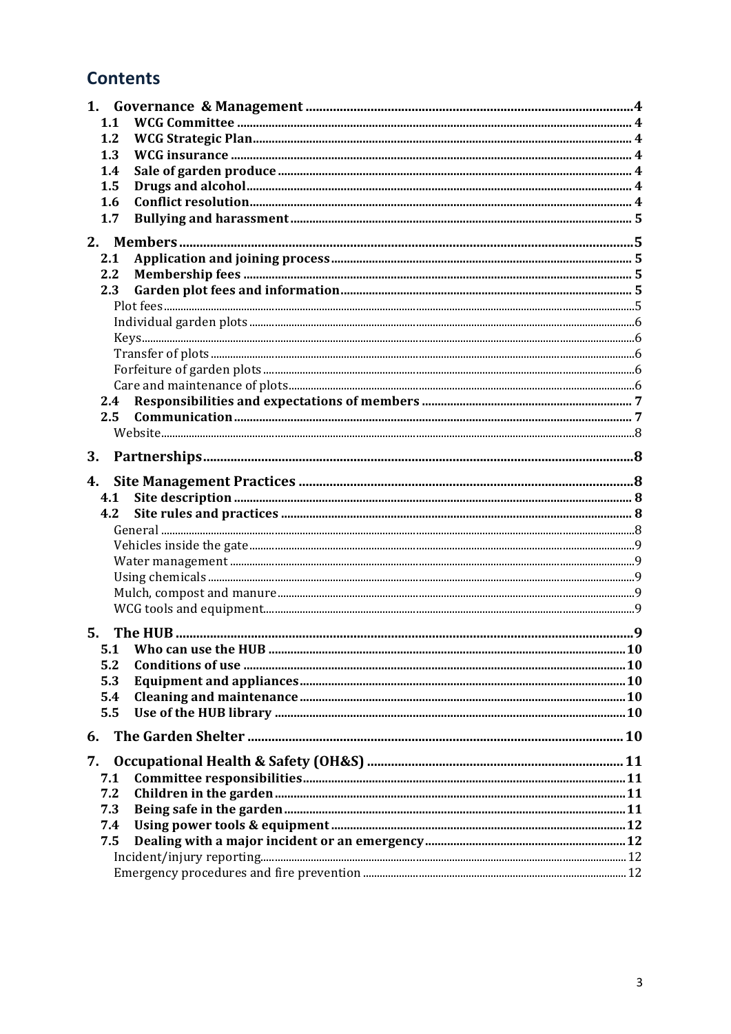## Contents

1. **Governance & Management** ..... 4
   - 1.1 WCG Committee ..... 4
   - 1.2 WCG Strategic Plan ..... 4
   - 1.3 WCG insurance ..... 4
   - 1.4 Sale of garden produce ..... 4
   - 1.5 Drugs and alcohol ..... 4
   - 1.6 Conflict resolution ..... 4
   - 1.7 Bullying and harassment ..... 5
2. **Members** ..... 5
   - 2.1 Application and joining process ..... 5
   - 2.2 Membership fees ..... 5
   - 2.3 Garden plot fees and information ..... 5
     - Plot fees ..... 5
     - Individual garden plots ..... 6
     - Keys ..... 6
     - Transfer of plots ..... 6
     - Forfeiture of garden plots ..... 6
     - Care and maintenance of plots ..... 6
   - 2.4 Responsibilities and expectations of members ..... 7
   - 2.5 Communication ..... 7
     - Website ..... 8
3. **Partnerships** ..... 8
4. **Site Management Practices** ..... 8
   - 4.1 Site description ..... 8
   - 4.2 Site rules and practices ..... 8
     - General ..... 8
     - Vehicles inside the gate ..... 9
     - Water management ..... 9
     - Using chemicals ..... 9
     - Mulch, compost and manure ..... 9
     - WCG tools and equipment ..... 9
5. **The HUB** ..... 9
   - 5.1 Who can use the HUB ..... 10
   - 5.2 Conditions of use ..... 10
   - 5.3 Equipment and appliances ..... 10
   - 5.4 Cleaning and maintenance ..... 10
   - 5.5 Use of the HUB library ..... 10
6. **The Garden Shelter** ..... 10
7. **Occupational Health & Safety (OH&S)** ..... 11
   - 7.1 Committee responsibilities ..... 11
   - 7.2 Children in the garden ..... 11
   - 7.3 Being safe in the garden ..... 11
   - 7.4 Using power tools & equipment ..... 12
   - 7.5 Dealing with a major incident or an emergency ..... 12
     - Incident/injury reporting ..... 12
     - Emergency procedures and fire prevention ..... 12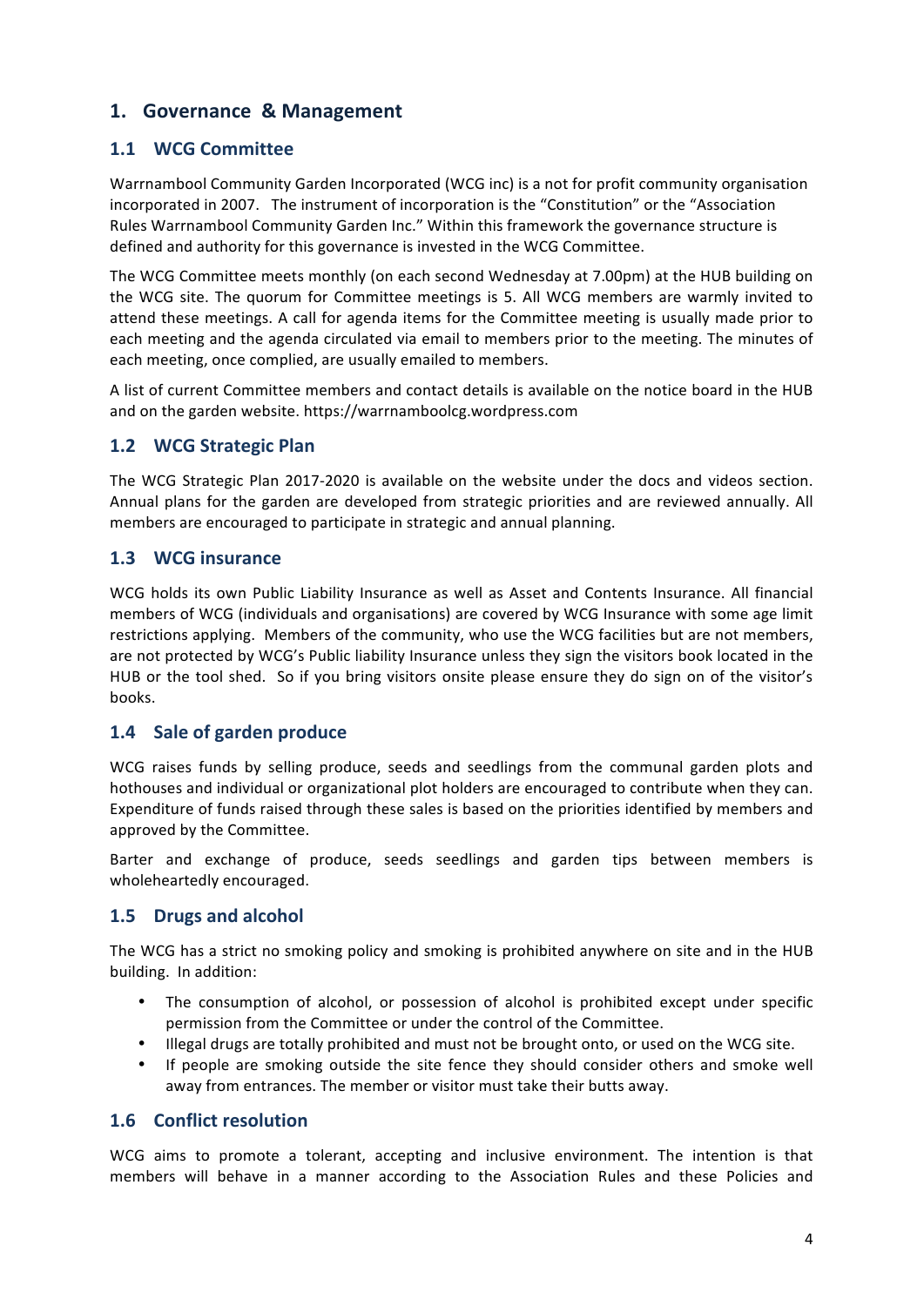# 1. Governance & Management

## 1.1 WCG Committee

Warrnambool Community Garden Incorporated (WCG inc) is a not for profit community organisation incorporated in 2007. The instrument of incorporation is the "Constitution" or the "Association Rules Warrnambool Community Garden Inc." Within this framework the governance structure is defined and authority for this governance is invested in the WCG Committee.

The WCG Committee meets monthly (on each second Wednesday at 7.00pm) at the HUB building on the WCG site. The quorum for Committee meetings is 5. All WCG members are warmly invited to attend these meetings. A call for agenda items for the Committee meeting is usually made prior to each meeting and the agenda circulated via email to members prior to the meeting. The minutes of each meeting, once complied, are usually emailed to members.

A list of current Committee members and contact details is available on the notice board in the HUB and on the garden website. https://warrnamboolcg.wordpress.com

## 1.2 WCG Strategic Plan

The WCG Strategic Plan 2017-2020 is available on the website under the docs and videos section. Annual plans for the garden are developed from strategic priorities and are reviewed annually. All members are encouraged to participate in strategic and annual planning.

## 1.3 WCG insurance

WCG holds its own Public Liability Insurance as well as Asset and Contents Insurance. All financial members of WCG (individuals and organisations) are covered by WCG Insurance with some age limit restrictions applying. Members of the community, who use the WCG facilities but are not members, are not protected by WCG's Public liability Insurance unless they sign the visitors book located in the HUB or the tool shed. So if you bring visitors onsite please ensure they do sign on of the visitor's books.

## 1.4 Sale of garden produce

WCG raises funds by selling produce, seeds and seedlings from the communal garden plots and hothouses and individual or organizational plot holders are encouraged to contribute when they can. Expenditure of funds raised through these sales is based on the priorities identified by members and approved by the Committee.

Barter and exchange of produce, seeds seedlings and garden tips between members is wholeheartedly encouraged.

## 1.5 Drugs and alcohol

The WCG has a strict no smoking policy and smoking is prohibited anywhere on site and in the HUB building. In addition:

- The consumption of alcohol, or possession of alcohol is prohibited except under specific permission from the Committee or under the control of the Committee.
- Illegal drugs are totally prohibited and must not be brought onto, or used on the WCG site.
- If people are smoking outside the site fence they should consider others and smoke well away from entrances. The member or visitor must take their butts away.

## 1.6 Conflict resolution

WCG aims to promote a tolerant, accepting and inclusive environment. The intention is that members will behave in a manner according to the Association Rules and these Policies and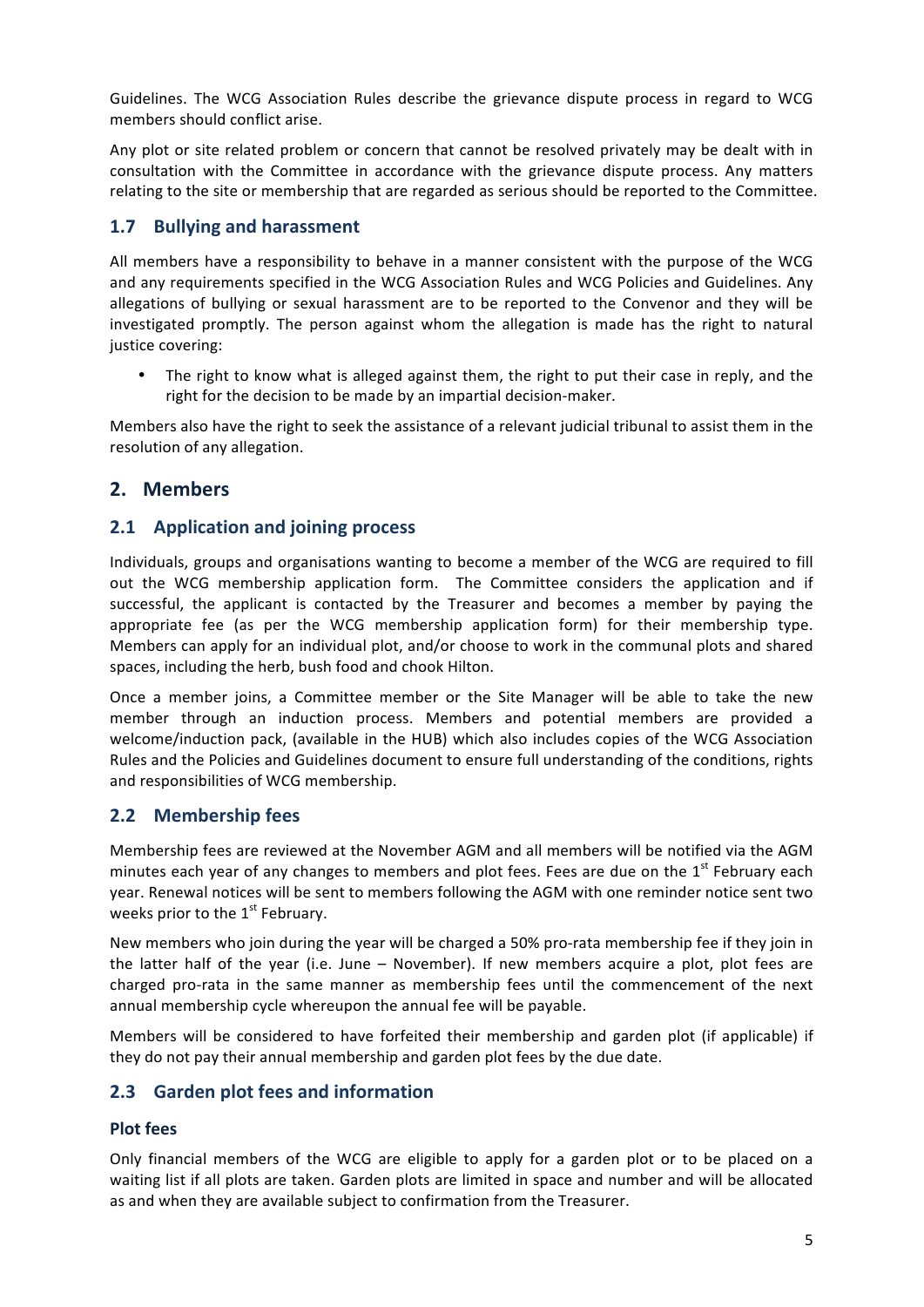Guidelines. The WCG Association Rules describe the grievance dispute process in regard to WCG members should conflict arise.

Any plot or site related problem or concern that cannot be resolved privately may be dealt with in consultation with the Committee in accordance with the grievance dispute process. Any matters relating to the site or membership that are regarded as serious should be reported to the Committee.

### 1.7 Bullying and harassment

All members have a responsibility to behave in a manner consistent with the purpose of the WCG and any requirements specified in the WCG Association Rules and WCG Policies and Guidelines. Any allegations of bullying or sexual harassment are to be reported to the Convenor and they will be investigated promptly. The person against whom the allegation is made has the right to natural justice covering:

- The right to know what is alleged against them, the right to put their case in reply, and the right for the decision to be made by an impartial decision-maker.

Members also have the right to seek the assistance of a relevant judicial tribunal to assist them in the resolution of any allegation.

## 2. Members

### 2.1 Application and joining process

Individuals, groups and organisations wanting to become a member of the WCG are required to fill out the WCG membership application form. The Committee considers the application and if successful, the applicant is contacted by the Treasurer and becomes a member by paying the appropriate fee (as per the WCG membership application form) for their membership type. Members can apply for an individual plot, and/or choose to work in the communal plots and shared spaces, including the herb, bush food and chook Hilton.

Once a member joins, a Committee member or the Site Manager will be able to take the new member through an induction process. Members and potential members are provided a welcome/induction pack, (available in the HUB) which also includes copies of the WCG Association Rules and the Policies and Guidelines document to ensure full understanding of the conditions, rights and responsibilities of WCG membership.

### 2.2 Membership fees

Membership fees are reviewed at the November AGM and all members will be notified via the AGM minutes each year of any changes to members and plot fees. Fees are due on the 1st February each year. Renewal notices will be sent to members following the AGM with one reminder notice sent two weeks prior to the 1st February.

New members who join during the year will be charged a 50% pro-rata membership fee if they join in the latter half of the year (i.e. June – November). If new members acquire a plot, plot fees are charged pro-rata in the same manner as membership fees until the commencement of the next annual membership cycle whereupon the annual fee will be payable.

Members will be considered to have forfeited their membership and garden plot (if applicable) if they do not pay their annual membership and garden plot fees by the due date.

### 2.3 Garden plot fees and information

#### Plot fees

Only financial members of the WCG are eligible to apply for a garden plot or to be placed on a waiting list if all plots are taken. Garden plots are limited in space and number and will be allocated as and when they are available subject to confirmation from the Treasurer.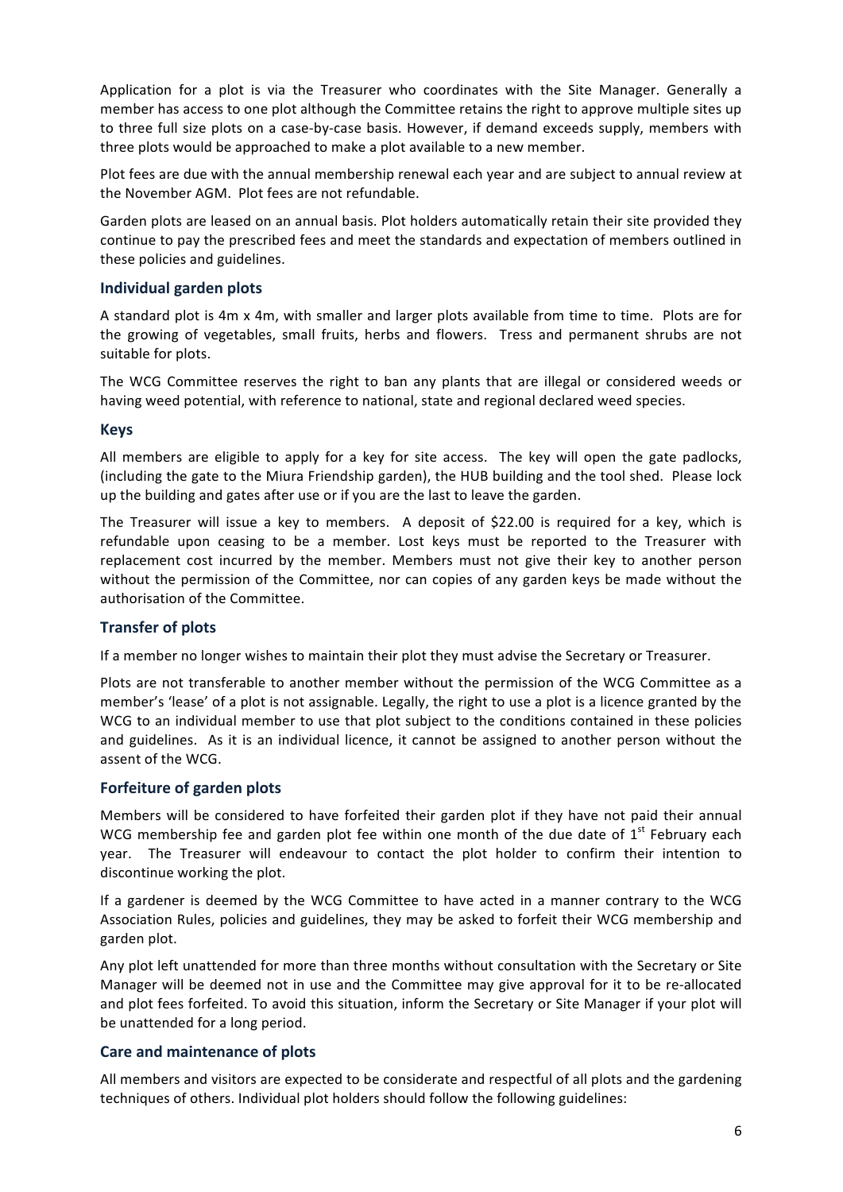Application for a plot is via the Treasurer who coordinates with the Site Manager. Generally a member has access to one plot although the Committee retains the right to approve multiple sites up to three full size plots on a case-by-case basis. However, if demand exceeds supply, members with three plots would be approached to make a plot available to a new member.

Plot fees are due with the annual membership renewal each year and are subject to annual review at the November AGM. Plot fees are not refundable.

Garden plots are leased on an annual basis. Plot holders automatically retain their site provided they continue to pay the prescribed fees and meet the standards and expectation of members outlined in these policies and guidelines.

### Individual garden plots

A standard plot is 4m x 4m, with smaller and larger plots available from time to time. Plots are for the growing of vegetables, small fruits, herbs and flowers. Tress and permanent shrubs are not suitable for plots.

The WCG Committee reserves the right to ban any plants that are illegal or considered weeds or having weed potential, with reference to national, state and regional declared weed species.

### Keys

All members are eligible to apply for a key for site access. The key will open the gate padlocks, (including the gate to the Miura Friendship garden), the HUB building and the tool shed. Please lock up the building and gates after use or if you are the last to leave the garden.

The Treasurer will issue a key to members. A deposit of $22.00 is required for a key, which is refundable upon ceasing to be a member. Lost keys must be reported to the Treasurer with replacement cost incurred by the member. Members must not give their key to another person without the permission of the Committee, nor can copies of any garden keys be made without the authorisation of the Committee.

### Transfer of plots

If a member no longer wishes to maintain their plot they must advise the Secretary or Treasurer.

Plots are not transferable to another member without the permission of the WCG Committee as a member's 'lease' of a plot is not assignable. Legally, the right to use a plot is a licence granted by the WCG to an individual member to use that plot subject to the conditions contained in these policies and guidelines. As it is an individual licence, it cannot be assigned to another person without the assent of the WCG.

### Forfeiture of garden plots

Members will be considered to have forfeited their garden plot if they have not paid their annual WCG membership fee and garden plot fee within one month of the due date of 1st February each year. The Treasurer will endeavour to contact the plot holder to confirm their intention to discontinue working the plot.

If a gardener is deemed by the WCG Committee to have acted in a manner contrary to the WCG Association Rules, policies and guidelines, they may be asked to forfeit their WCG membership and garden plot.

Any plot left unattended for more than three months without consultation with the Secretary or Site Manager will be deemed not in use and the Committee may give approval for it to be re-allocated and plot fees forfeited. To avoid this situation, inform the Secretary or Site Manager if your plot will be unattended for a long period.

### Care and maintenance of plots

All members and visitors are expected to be considerate and respectful of all plots and the gardening techniques of others. Individual plot holders should follow the following guidelines: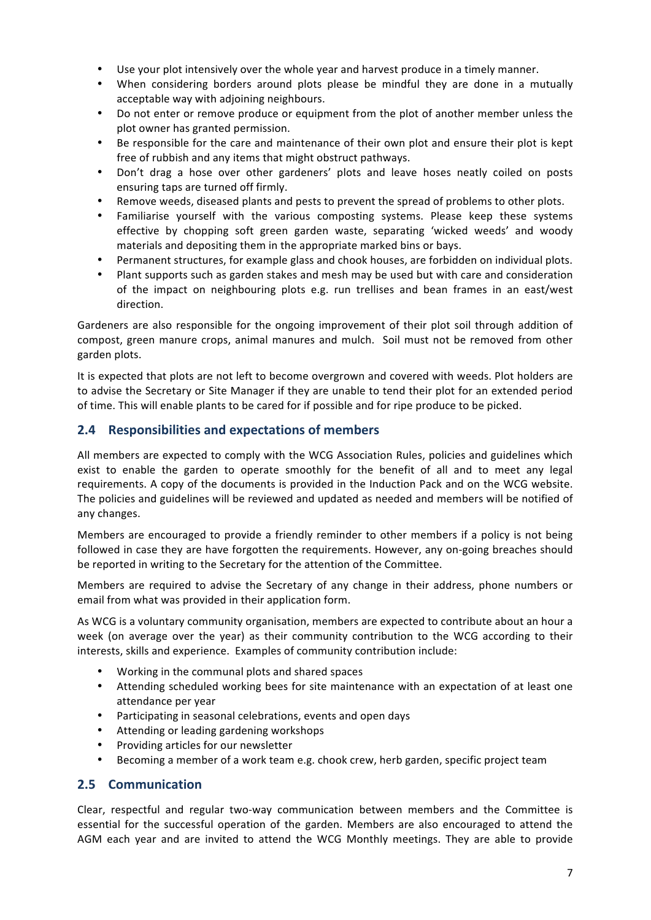- Use your plot intensively over the whole year and harvest produce in a timely manner.
- When considering borders around plots please be mindful they are done in a mutually acceptable way with adjoining neighbours.
- Do not enter or remove produce or equipment from the plot of another member unless the plot owner has granted permission.
- Be responsible for the care and maintenance of their own plot and ensure their plot is kept free of rubbish and any items that might obstruct pathways.
- Don't drag a hose over other gardeners' plots and leave hoses neatly coiled on posts ensuring taps are turned off firmly.
- Remove weeds, diseased plants and pests to prevent the spread of problems to other plots.
- Familiarise yourself with the various composting systems. Please keep these systems effective by chopping soft green garden waste, separating 'wicked weeds' and woody materials and depositing them in the appropriate marked bins or bays.
- Permanent structures, for example glass and chook houses, are forbidden on individual plots.
- Plant supports such as garden stakes and mesh may be used but with care and consideration of the impact on neighbouring plots e.g. run trellises and bean frames in an east/west direction.

Gardeners are also responsible for the ongoing improvement of their plot soil through addition of compost, green manure crops, animal manures and mulch. Soil must not be removed from other garden plots.

It is expected that plots are not left to become overgrown and covered with weeds. Plot holders are to advise the Secretary or Site Manager if they are unable to tend their plot for an extended period of time. This will enable plants to be cared for if possible and for ripe produce to be picked.

## 2.4 Responsibilities and expectations of members

All members are expected to comply with the WCG Association Rules, policies and guidelines which exist to enable the garden to operate smoothly for the benefit of all and to meet any legal requirements. A copy of the documents is provided in the Induction Pack and on the WCG website. The policies and guidelines will be reviewed and updated as needed and members will be notified of any changes.

Members are encouraged to provide a friendly reminder to other members if a policy is not being followed in case they are have forgotten the requirements. However, any on-going breaches should be reported in writing to the Secretary for the attention of the Committee.

Members are required to advise the Secretary of any change in their address, phone numbers or email from what was provided in their application form.

As WCG is a voluntary community organisation, members are expected to contribute about an hour a week (on average over the year) as their community contribution to the WCG according to their interests, skills and experience. Examples of community contribution include:

- Working in the communal plots and shared spaces
- Attending scheduled working bees for site maintenance with an expectation of at least one attendance per year
- Participating in seasonal celebrations, events and open days
- Attending or leading gardening workshops
- Providing articles for our newsletter
- Becoming a member of a work team e.g. chook crew, herb garden, specific project team

## 2.5 Communication

Clear, respectful and regular two-way communication between members and the Committee is essential for the successful operation of the garden. Members are also encouraged to attend the AGM each year and are invited to attend the WCG Monthly meetings. They are able to provide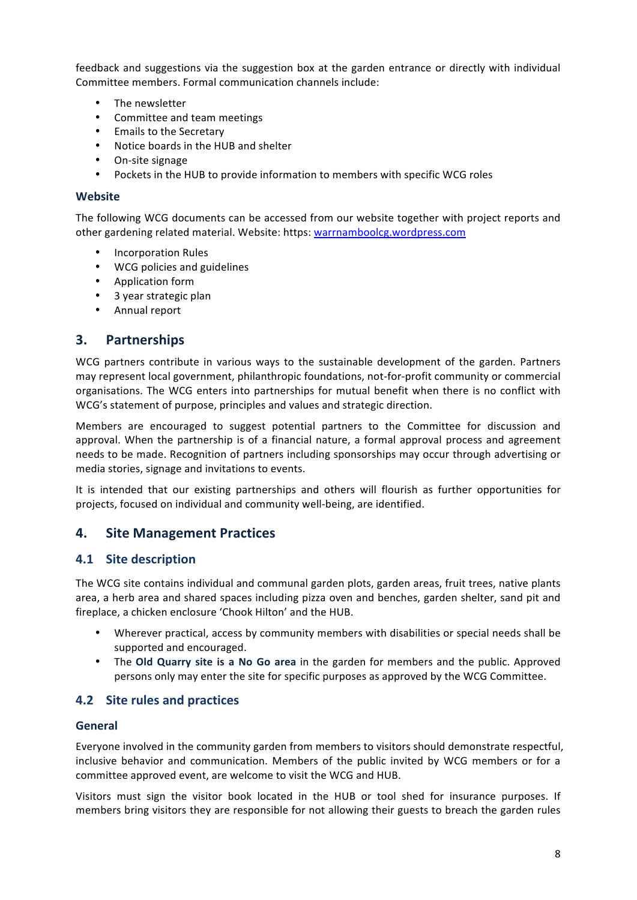feedback and suggestions via the suggestion box at the garden entrance or directly with individual Committee members. Formal communication channels include:

- The newsletter
- Committee and team meetings
- Emails to the Secretary
- Notice boards in the HUB and shelter
- On-site signage
- Pockets in the HUB to provide information to members with specific WCG roles

### Website

The following WCG documents can be accessed from our website together with project reports and other gardening related material. Website: https: warrnamboolcg.wordpress.com

- Incorporation Rules
- WCG policies and guidelines
- Application form
- 3 year strategic plan
- Annual report

## 3. Partnerships

WCG partners contribute in various ways to the sustainable development of the garden. Partners may represent local government, philanthropic foundations, not-for-profit community or commercial organisations. The WCG enters into partnerships for mutual benefit when there is no conflict with WCG's statement of purpose, principles and values and strategic direction.

Members are encouraged to suggest potential partners to the Committee for discussion and approval. When the partnership is of a financial nature, a formal approval process and agreement needs to be made. Recognition of partners including sponsorships may occur through advertising or media stories, signage and invitations to events.

It is intended that our existing partnerships and others will flourish as further opportunities for projects, focused on individual and community well-being, are identified.

## 4. Site Management Practices

### 4.1 Site description

The WCG site contains individual and communal garden plots, garden areas, fruit trees, native plants area, a herb area and shared spaces including pizza oven and benches, garden shelter, sand pit and fireplace, a chicken enclosure 'Chook Hilton' and the HUB.

- Wherever practical, access by community members with disabilities or special needs shall be supported and encouraged.
- The **Old Quarry site is a No Go area** in the garden for members and the public. Approved persons only may enter the site for specific purposes as approved by the WCG Committee.

### 4.2 Site rules and practices

#### General

Everyone involved in the community garden from members to visitors should demonstrate respectful, inclusive behavior and communication. Members of the public invited by WCG members or for a committee approved event, are welcome to visit the WCG and HUB.

Visitors must sign the visitor book located in the HUB or tool shed for insurance purposes. If members bring visitors they are responsible for not allowing their guests to breach the garden rules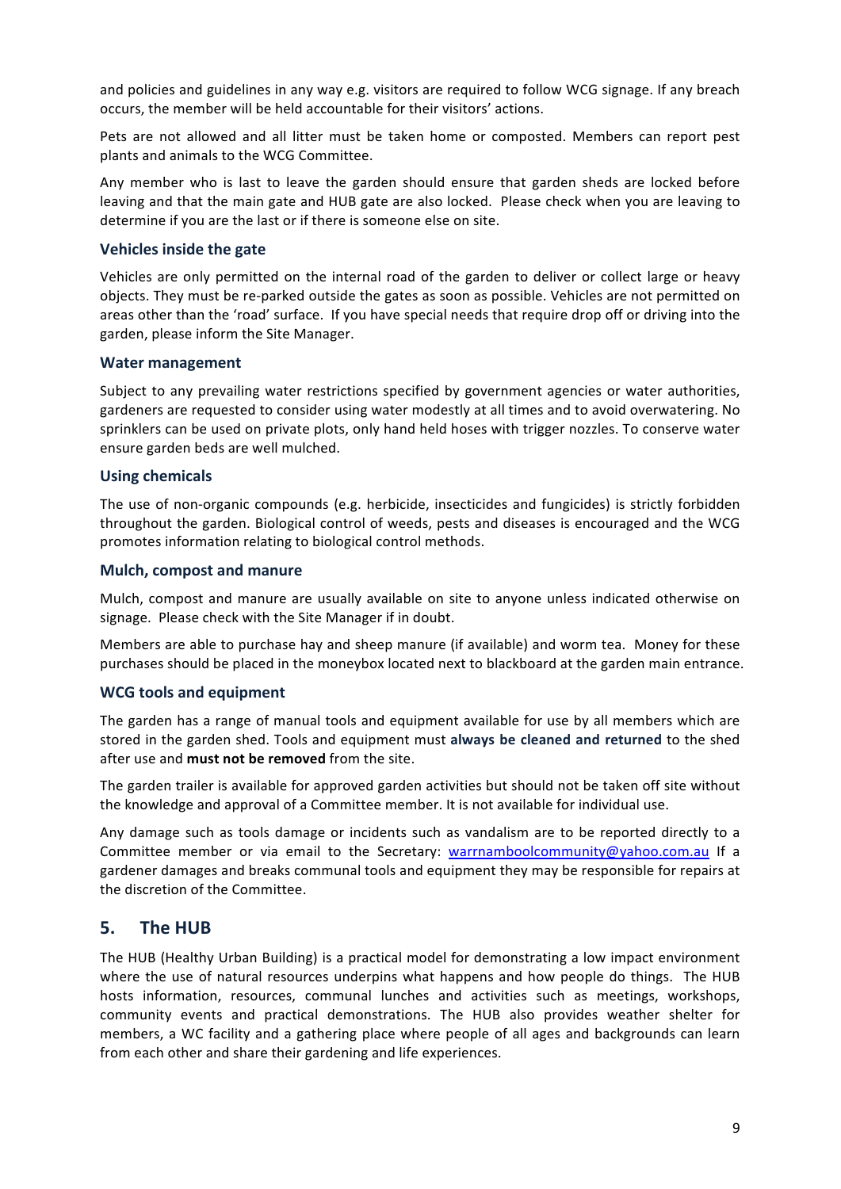and policies and guidelines in any way e.g. visitors are required to follow WCG signage. If any breach occurs, the member will be held accountable for their visitors' actions.

Pets are not allowed and all litter must be taken home or composted. Members can report pest plants and animals to the WCG Committee.

Any member who is last to leave the garden should ensure that garden sheds are locked before leaving and that the main gate and HUB gate are also locked. Please check when you are leaving to determine if you are the last or if there is someone else on site.

### Vehicles inside the gate

Vehicles are only permitted on the internal road of the garden to deliver or collect large or heavy objects. They must be re-parked outside the gates as soon as possible. Vehicles are not permitted on areas other than the 'road' surface. If you have special needs that require drop off or driving into the garden, please inform the Site Manager.

### Water management

Subject to any prevailing water restrictions specified by government agencies or water authorities, gardeners are requested to consider using water modestly at all times and to avoid overwatering. No sprinklers can be used on private plots, only hand held hoses with trigger nozzles. To conserve water ensure garden beds are well mulched.

### Using chemicals

The use of non-organic compounds (e.g. herbicide, insecticides and fungicides) is strictly forbidden throughout the garden. Biological control of weeds, pests and diseases is encouraged and the WCG promotes information relating to biological control methods.

### Mulch, compost and manure

Mulch, compost and manure are usually available on site to anyone unless indicated otherwise on signage. Please check with the Site Manager if in doubt.

Members are able to purchase hay and sheep manure (if available) and worm tea. Money for these purchases should be placed in the moneybox located next to blackboard at the garden main entrance.

### WCG tools and equipment

The garden has a range of manual tools and equipment available for use by all members which are stored in the garden shed. Tools and equipment must **always be cleaned and returned** to the shed after use and **must not be removed** from the site.

The garden trailer is available for approved garden activities but should not be taken off site without the knowledge and approval of a Committee member. It is not available for individual use.

Any damage such as tools damage or incidents such as vandalism are to be reported directly to a Committee member or via email to the Secretary: warrnamboolcommunity@yahoo.com.au If a gardener damages and breaks communal tools and equipment they may be responsible for repairs at the discretion of the Committee.

## 5. The HUB

The HUB (Healthy Urban Building) is a practical model for demonstrating a low impact environment where the use of natural resources underpins what happens and how people do things. The HUB hosts information, resources, communal lunches and activities such as meetings, workshops, community events and practical demonstrations. The HUB also provides weather shelter for members, a WC facility and a gathering place where people of all ages and backgrounds can learn from each other and share their gardening and life experiences.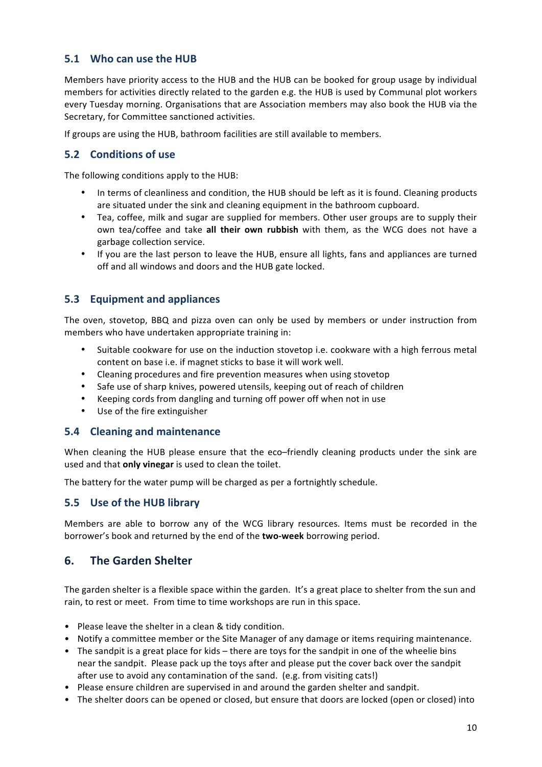### 5.1 Who can use the HUB

Members have priority access to the HUB and the HUB can be booked for group usage by individual members for activities directly related to the garden e.g. the HUB is used by Communal plot workers every Tuesday morning. Organisations that are Association members may also book the HUB via the Secretary, for Committee sanctioned activities.

If groups are using the HUB, bathroom facilities are still available to members.

### 5.2 Conditions of use

The following conditions apply to the HUB:

- In terms of cleanliness and condition, the HUB should be left as it is found. Cleaning products are situated under the sink and cleaning equipment in the bathroom cupboard.
- Tea, coffee, milk and sugar are supplied for members. Other user groups are to supply their own tea/coffee and take **all their own rubbish** with them, as the WCG does not have a garbage collection service.
- If you are the last person to leave the HUB, ensure all lights, fans and appliances are turned off and all windows and doors and the HUB gate locked.

### 5.3 Equipment and appliances

The oven, stovetop, BBQ and pizza oven can only be used by members or under instruction from members who have undertaken appropriate training in:

- Suitable cookware for use on the induction stovetop i.e. cookware with a high ferrous metal content on base i.e. if magnet sticks to base it will work well.
- Cleaning procedures and fire prevention measures when using stovetop
- Safe use of sharp knives, powered utensils, keeping out of reach of children
- Keeping cords from dangling and turning off power off when not in use
- Use of the fire extinguisher

### 5.4 Cleaning and maintenance

When cleaning the HUB please ensure that the eco–friendly cleaning products under the sink are used and that **only vinegar** is used to clean the toilet.

The battery for the water pump will be charged as per a fortnightly schedule.

### 5.5 Use of the HUB library

Members are able to borrow any of the WCG library resources. Items must be recorded in the borrower's book and returned by the end of the **two-week** borrowing period.

## 6. The Garden Shelter

The garden shelter is a flexible space within the garden. It's a great place to shelter from the sun and rain, to rest or meet. From time to time workshops are run in this space.

- Please leave the shelter in a clean & tidy condition.
- Notify a committee member or the Site Manager of any damage or items requiring maintenance.
- The sandpit is a great place for kids – there are toys for the sandpit in one of the wheelie bins near the sandpit. Please pack up the toys after and please put the cover back over the sandpit after use to avoid any contamination of the sand. (e.g. from visiting cats!)
- Please ensure children are supervised in and around the garden shelter and sandpit.
- The shelter doors can be opened or closed, but ensure that doors are locked (open or closed) into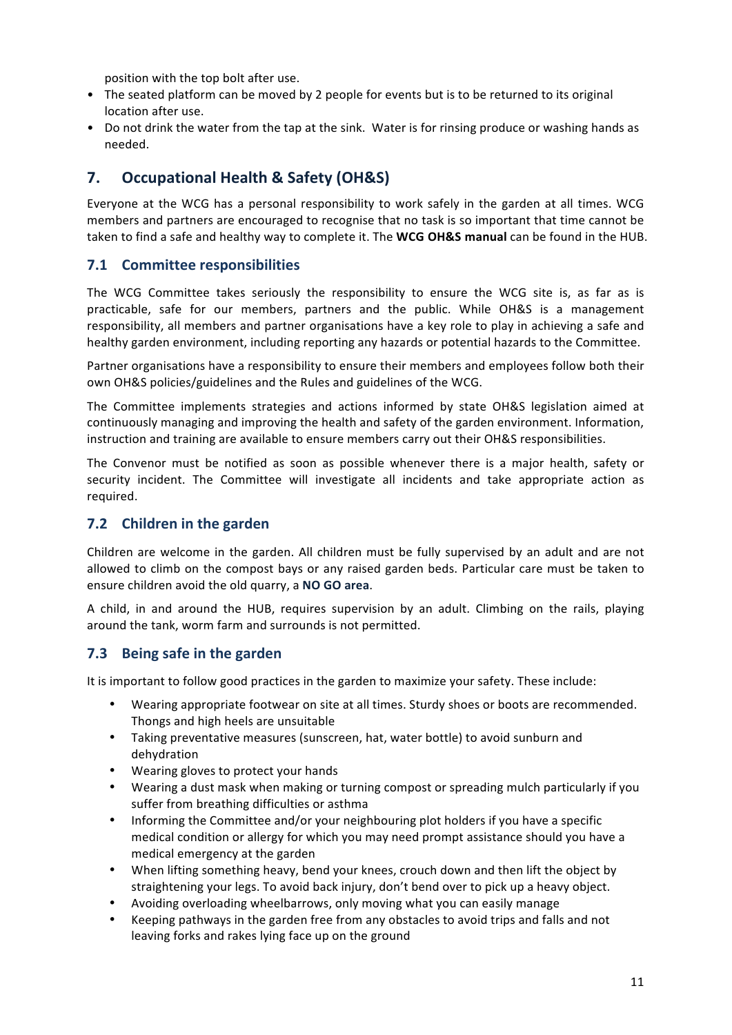position with the top bolt after use.
- The seated platform can be moved by 2 people for events but is to be returned to its original location after use.
- Do not drink the water from the tap at the sink. Water is for rinsing produce or washing hands as needed.

## 7. Occupational Health & Safety (OH&S)

Everyone at the WCG has a personal responsibility to work safely in the garden at all times. WCG members and partners are encouraged to recognise that no task is so important that time cannot be taken to find a safe and healthy way to complete it. The **WCG OH&S manual** can be found in the HUB.

### 7.1 Committee responsibilities

The WCG Committee takes seriously the responsibility to ensure the WCG site is, as far as is practicable, safe for our members, partners and the public. While OH&S is a management responsibility, all members and partner organisations have a key role to play in achieving a safe and healthy garden environment, including reporting any hazards or potential hazards to the Committee.

Partner organisations have a responsibility to ensure their members and employees follow both their own OH&S policies/guidelines and the Rules and guidelines of the WCG.

The Committee implements strategies and actions informed by state OH&S legislation aimed at continuously managing and improving the health and safety of the garden environment. Information, instruction and training are available to ensure members carry out their OH&S responsibilities.

The Convenor must be notified as soon as possible whenever there is a major health, safety or security incident. The Committee will investigate all incidents and take appropriate action as required.

### 7.2 Children in the garden

Children are welcome in the garden. All children must be fully supervised by an adult and are not allowed to climb on the compost bays or any raised garden beds. Particular care must be taken to ensure children avoid the old quarry, a **NO GO area**.

A child, in and around the HUB, requires supervision by an adult. Climbing on the rails, playing around the tank, worm farm and surrounds is not permitted.

### 7.3 Being safe in the garden

It is important to follow good practices in the garden to maximize your safety. These include:

- Wearing appropriate footwear on site at all times. Sturdy shoes or boots are recommended. Thongs and high heels are unsuitable
- Taking preventative measures (sunscreen, hat, water bottle) to avoid sunburn and dehydration
- Wearing gloves to protect your hands
- Wearing a dust mask when making or turning compost or spreading mulch particularly if you suffer from breathing difficulties or asthma
- Informing the Committee and/or your neighbouring plot holders if you have a specific medical condition or allergy for which you may need prompt assistance should you have a medical emergency at the garden
- When lifting something heavy, bend your knees, crouch down and then lift the object by straightening your legs. To avoid back injury, don't bend over to pick up a heavy object.
- Avoiding overloading wheelbarrows, only moving what you can easily manage
- Keeping pathways in the garden free from any obstacles to avoid trips and falls and not leaving forks and rakes lying face up on the ground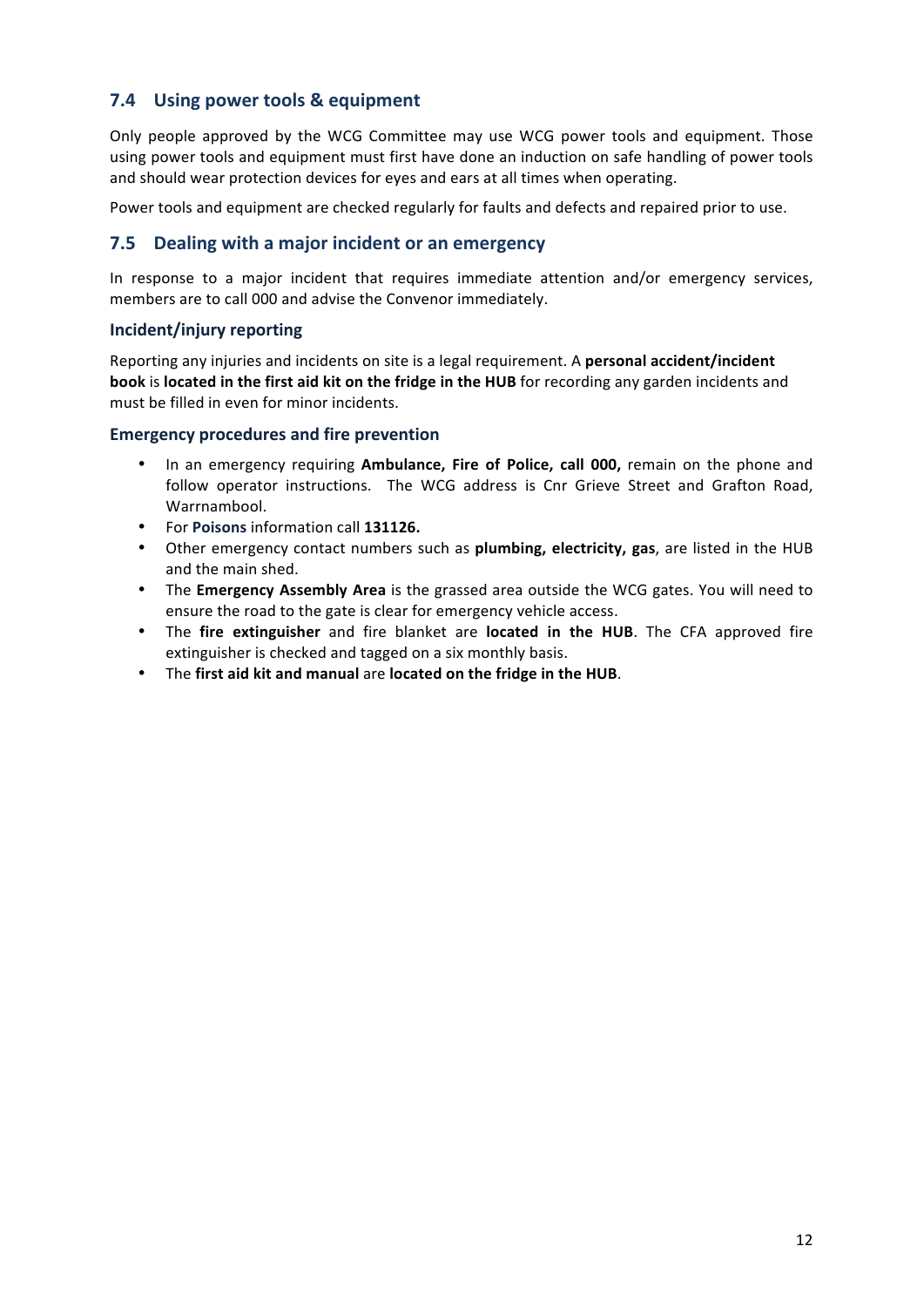## 7.4 Using power tools & equipment

Only people approved by the WCG Committee may use WCG power tools and equipment. Those using power tools and equipment must first have done an induction on safe handling of power tools and should wear protection devices for eyes and ears at all times when operating.

Power tools and equipment are checked regularly for faults and defects and repaired prior to use.

## 7.5 Dealing with a major incident or an emergency

In response to a major incident that requires immediate attention and/or emergency services, members are to call 000 and advise the Convenor immediately.

### Incident/injury reporting

Reporting any injuries and incidents on site is a legal requirement. A **personal accident/incident book** is **located in the first aid kit on the fridge in the HUB** for recording any garden incidents and must be filled in even for minor incidents.

### Emergency procedures and fire prevention

- In an emergency requiring **Ambulance, Fire of Police, call 000,** remain on the phone and follow operator instructions. The WCG address is Cnr Grieve Street and Grafton Road, Warrnambool.
- For **Poisons** information call **131126.**
- Other emergency contact numbers such as **plumbing, electricity, gas**, are listed in the HUB and the main shed.
- The **Emergency Assembly Area** is the grassed area outside the WCG gates. You will need to ensure the road to the gate is clear for emergency vehicle access.
- The **fire extinguisher** and fire blanket are **located in the HUB**. The CFA approved fire extinguisher is checked and tagged on a six monthly basis.
- The **first aid kit and manual** are **located on the fridge in the HUB**.